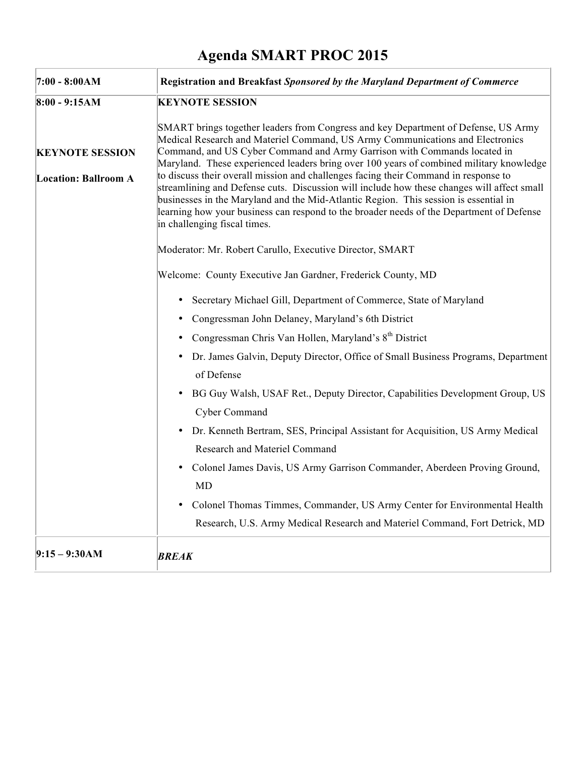# Agenda SMART PROC 2015

| | |
|---|---|
| **7:00 - 8:00AM** | **Registration and Breakfast** ***Sponsored by the Maryland Department of Commerce*** |
| **8:00 - 9:15AM**<br><br>**KEYNOTE SESSION**<br><br>**Location: Ballroom A** | **KEYNOTE SESSION**<br><br>SMART brings together leaders from Congress and key Department of Defense, US Army Medical Research and Materiel Command, US Army Communications and Electronics Command, and US Cyber Command and Army Garrison with Commands located in Maryland. These experienced leaders bring over 100 years of combined military knowledge to discuss their overall mission and challenges facing their Command in response to streamlining and Defense cuts. Discussion will include how these changes will affect small businesses in the Maryland and the Mid-Atlantic Region. This session is essential in learning how your business can respond to the broader needs of the Department of Defense in challenging fiscal times.<br><br>Moderator: Mr. Robert Carullo, Executive Director, SMART<br><br>Welcome: County Executive Jan Gardner, Frederick County, MD<br><br>• Secretary Michael Gill, Department of Commerce, State of Maryland<br>• Congressman John Delaney, Maryland's 6th District<br>• Congressman Chris Van Hollen, Maryland's 8th District<br>• Dr. James Galvin, Deputy Director, Office of Small Business Programs, Department of Defense<br>• BG Guy Walsh, USAF Ret., Deputy Director, Capabilities Development Group, US Cyber Command<br>• Dr. Kenneth Bertram, SES, Principal Assistant for Acquisition, US Army Medical Research and Materiel Command<br>• Colonel James Davis, US Army Garrison Commander, Aberdeen Proving Ground, MD<br>• Colonel Thomas Timmes, Commander, US Army Center for Environmental Health Research, U.S. Army Medical Research and Materiel Command, Fort Detrick, MD |
| **9:15 – 9:30AM** | ***BREAK*** |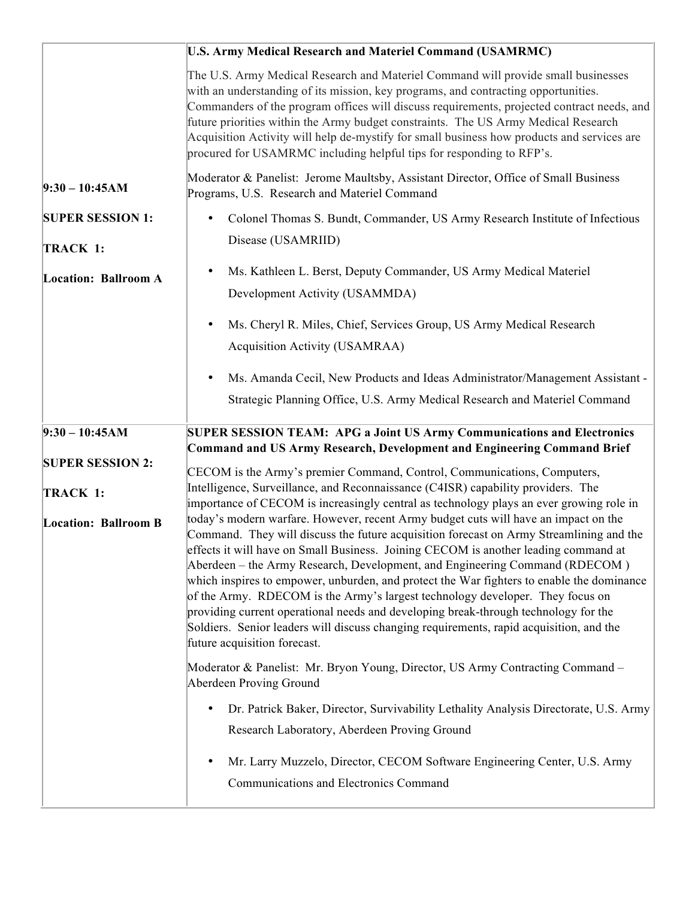| | |
|---|---|
| **9:30 – 10:45AM**<br><br>**SUPER SESSION 1:**<br><br>**TRACK 1:**<br><br>**Location: Ballroom A** | **U.S. Army Medical Research and Materiel Command (USAMRMC)**<br><br>The U.S. Army Medical Research and Materiel Command will provide small businesses with an understanding of its mission, key programs, and contracting opportunities. Commanders of the program offices will discuss requirements, projected contract needs, and future priorities within the Army budget constraints. The US Army Medical Research Acquisition Activity will help de-mystify for small business how products and services are procured for USAMRMC including helpful tips for responding to RFP's.<br><br>Moderator & Panelist: Jerome Maultsby, Assistant Director, Office of Small Business Programs, U.S. Research and Materiel Command<br><br>• Colonel Thomas S. Bundt, Commander, US Army Research Institute of Infectious Disease (USAMRIID)<br><br>• Ms. Kathleen L. Berst, Deputy Commander, US Army Medical Materiel Development Activity (USAMMDA)<br><br>• Ms. Cheryl R. Miles, Chief, Services Group, US Army Medical Research Acquisition Activity (USAMRAA)<br><br>• Ms. Amanda Cecil, New Products and Ideas Administrator/Management Assistant - Strategic Planning Office, U.S. Army Medical Research and Materiel Command |
| **9:30 – 10:45AM**<br><br>**SUPER SESSION 2:**<br><br>**TRACK 1:**<br><br>**Location: Ballroom B** | **SUPER SESSION TEAM: APG a Joint US Army Communications and Electronics Command and US Army Research, Development and Engineering Command Brief**<br><br>CECOM is the Army's premier Command, Control, Communications, Computers, Intelligence, Surveillance, and Reconnaissance (C4ISR) capability providers. The importance of CECOM is increasingly central as technology plays an ever growing role in today's modern warfare. However, recent Army budget cuts will have an impact on the Command. They will discuss the future acquisition forecast on Army Streamlining and the effects it will have on Small Business. Joining CECOM is another leading command at Aberdeen – the Army Research, Development, and Engineering Command (RDECOM ) which inspires to empower, unburden, and protect the War fighters to enable the dominance of the Army. RDECOM is the Army's largest technology developer. They focus on providing current operational needs and developing break-through technology for the Soldiers. Senior leaders will discuss changing requirements, rapid acquisition, and the future acquisition forecast.<br><br>Moderator & Panelist: Mr. Bryon Young, Director, US Army Contracting Command – Aberdeen Proving Ground<br><br>• Dr. Patrick Baker, Director, Survivability Lethality Analysis Directorate, U.S. Army Research Laboratory, Aberdeen Proving Ground<br><br>• Mr. Larry Muzzelo, Director, CECOM Software Engineering Center, U.S. Army Communications and Electronics Command |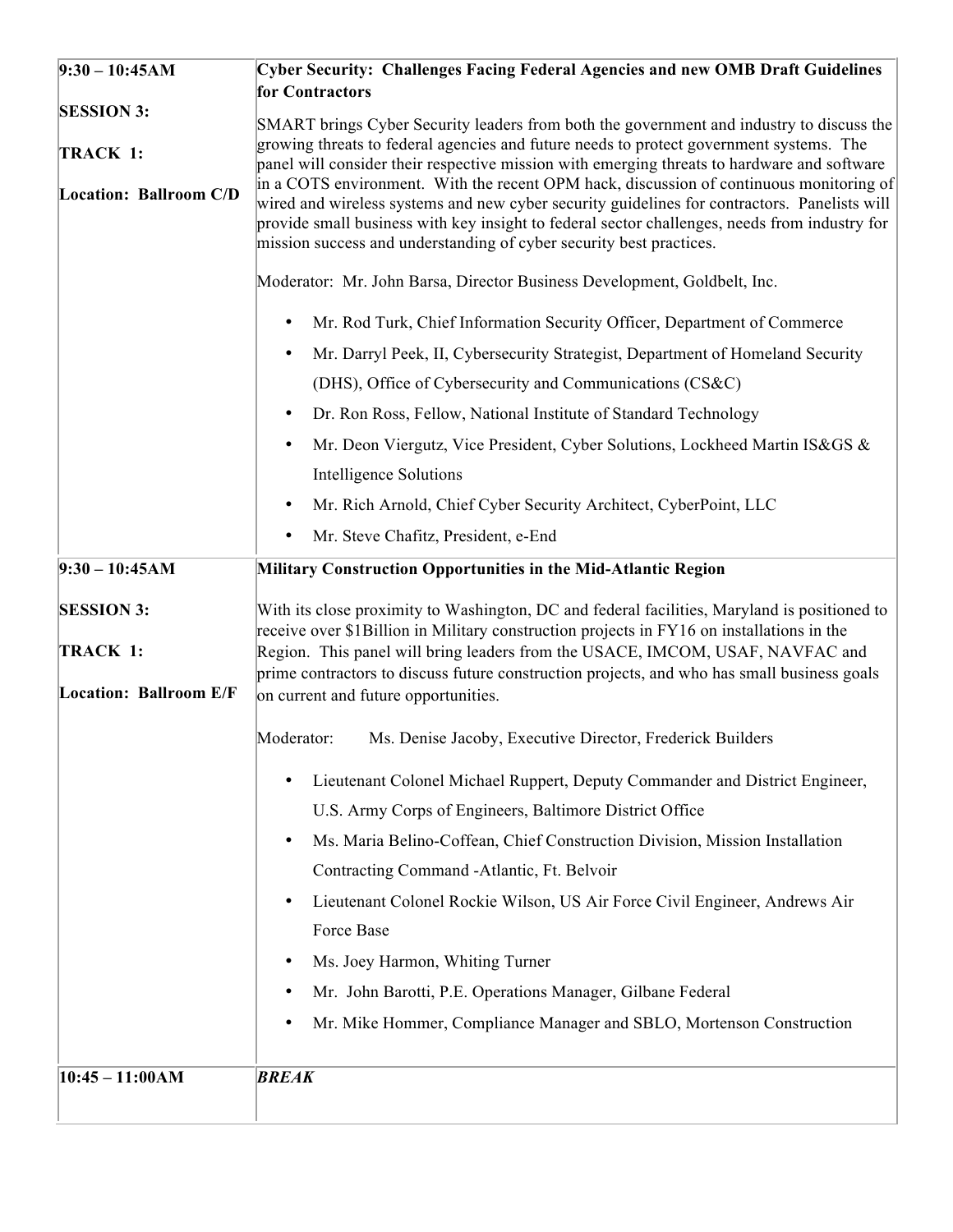| | |
|---|---|
| **9:30 – 10:45AM**<br><br>**SESSION 3:**<br><br>**TRACK 1:**<br><br>**Location: Ballroom C/D** | **Cyber Security: Challenges Facing Federal Agencies and new OMB Draft Guidelines for Contractors**<br><br>SMART brings Cyber Security leaders from both the government and industry to discuss the growing threats to federal agencies and future needs to protect government systems. The panel will consider their respective mission with emerging threats to hardware and software in a COTS environment. With the recent OPM hack, discussion of continuous monitoring of wired and wireless systems and new cyber security guidelines for contractors. Panelists will provide small business with key insight to federal sector challenges, needs from industry for mission success and understanding of cyber security best practices.<br><br>Moderator: Mr. John Barsa, Director Business Development, Goldbelt, Inc.<br><br>• Mr. Rod Turk, Chief Information Security Officer, Department of Commerce<br>• Mr. Darryl Peek, II, Cybersecurity Strategist, Department of Homeland Security (DHS), Office of Cybersecurity and Communications (CS&C)<br>• Dr. Ron Ross, Fellow, National Institute of Standard Technology<br>• Mr. Deon Viergutz, Vice President, Cyber Solutions, Lockheed Martin IS&GS & Intelligence Solutions<br>• Mr. Rich Arnold, Chief Cyber Security Architect, CyberPoint, LLC<br>• Mr. Steve Chafitz, President, e-End |
| **9:30 – 10:45AM**<br><br>**SESSION 3:**<br><br>**TRACK 1:**<br><br>**Location: Ballroom E/F** | **Military Construction Opportunities in the Mid-Atlantic Region**<br><br>With its close proximity to Washington, DC and federal facilities, Maryland is positioned to receive over $1Billion in Military construction projects in FY16 on installations in the Region. This panel will bring leaders from the USACE, IMCOM, USAF, NAVFAC and prime contractors to discuss future construction projects, and who has small business goals on current and future opportunities.<br><br>Moderator: Ms. Denise Jacoby, Executive Director, Frederick Builders<br><br>• Lieutenant Colonel Michael Ruppert, Deputy Commander and District Engineer, U.S. Army Corps of Engineers, Baltimore District Office<br>• Ms. Maria Belino-Coffean, Chief Construction Division, Mission Installation Contracting Command -Atlantic, Ft. Belvoir<br>• Lieutenant Colonel Rockie Wilson, US Air Force Civil Engineer, Andrews Air Force Base<br>• Ms. Joey Harmon, Whiting Turner<br>• Mr. John Barotti, P.E. Operations Manager, Gilbane Federal<br>• Mr. Mike Hommer, Compliance Manager and SBLO, Mortenson Construction |
| **10:45 – 11:00AM** | ***BREAK*** |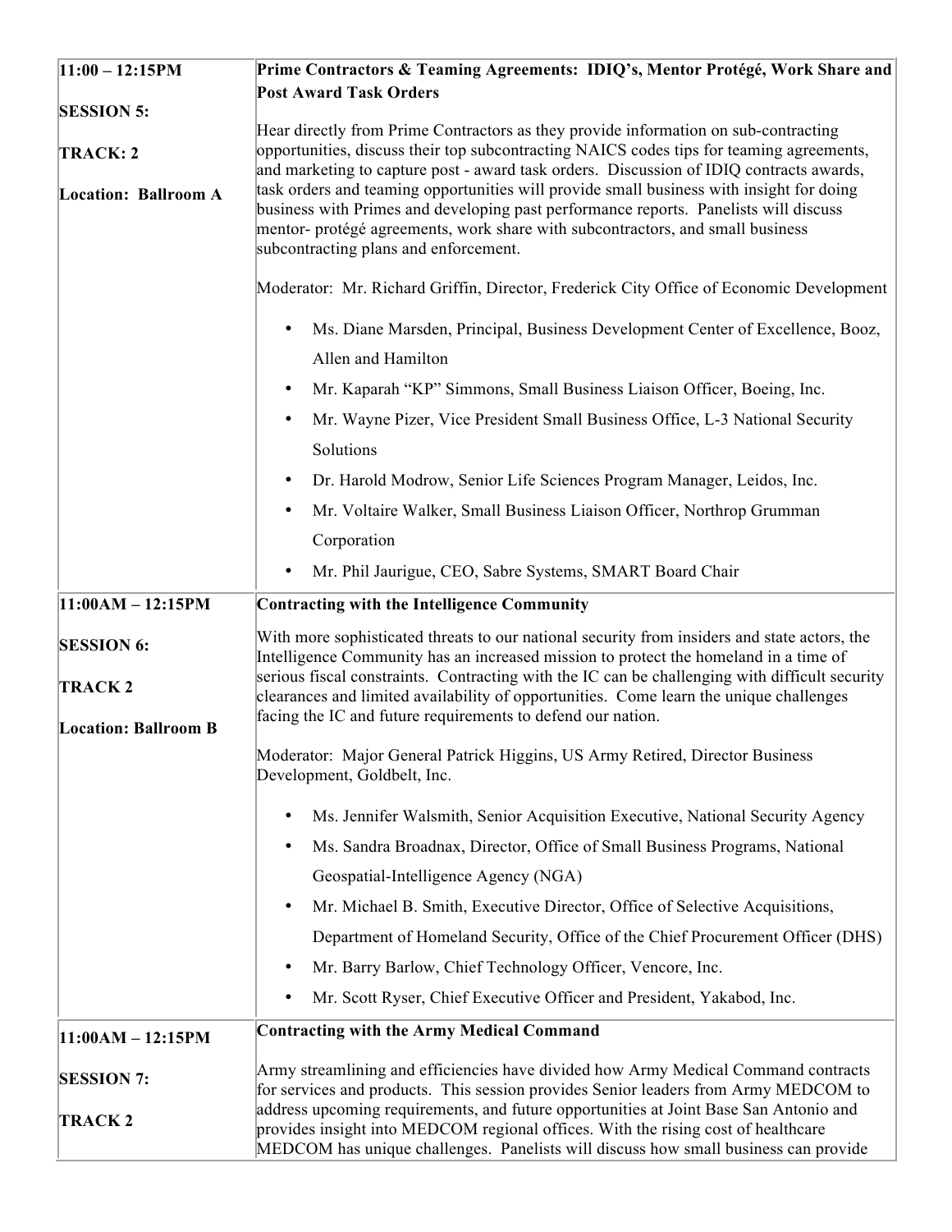| | |
|---|---|
| **11:00 – 12:15PM**<br><br>**SESSION 5:**<br><br>**TRACK: 2**<br><br>**Location: Ballroom A** | **Prime Contractors & Teaming Agreements: IDIQ's, Mentor Protégé, Work Share and Post Award Task Orders**<br><br>Hear directly from Prime Contractors as they provide information on sub-contracting opportunities, discuss their top subcontracting NAICS codes tips for teaming agreements, and marketing to capture post - award task orders. Discussion of IDIQ contracts awards, task orders and teaming opportunities will provide small business with insight for doing business with Primes and developing past performance reports. Panelists will discuss mentor- protégé agreements, work share with subcontractors, and small business subcontracting plans and enforcement.<br><br>Moderator: Mr. Richard Griffin, Director, Frederick City Office of Economic Development<br><br>• Ms. Diane Marsden, Principal, Business Development Center of Excellence, Booz, Allen and Hamilton<br>• Mr. Kaparah "KP" Simmons, Small Business Liaison Officer, Boeing, Inc.<br>• Mr. Wayne Pizer, Vice President Small Business Office, L-3 National Security Solutions<br>• Dr. Harold Modrow, Senior Life Sciences Program Manager, Leidos, Inc.<br>• Mr. Voltaire Walker, Small Business Liaison Officer, Northrop Grumman Corporation<br>• Mr. Phil Jaurigue, CEO, Sabre Systems, SMART Board Chair |
| **11:00AM – 12:15PM**<br><br>**SESSION 6:**<br><br>**TRACK 2**<br><br>**Location: Ballroom B** | **Contracting with the Intelligence Community**<br><br>With more sophisticated threats to our national security from insiders and state actors, the Intelligence Community has an increased mission to protect the homeland in a time of serious fiscal constraints. Contracting with the IC can be challenging with difficult security clearances and limited availability of opportunities. Come learn the unique challenges facing the IC and future requirements to defend our nation.<br><br>Moderator: Major General Patrick Higgins, US Army Retired, Director Business Development, Goldbelt, Inc.<br><br>• Ms. Jennifer Walsmith, Senior Acquisition Executive, National Security Agency<br>• Ms. Sandra Broadnax, Director, Office of Small Business Programs, National Geospatial-Intelligence Agency (NGA)<br>• Mr. Michael B. Smith, Executive Director, Office of Selective Acquisitions, Department of Homeland Security, Office of the Chief Procurement Officer (DHS)<br>• Mr. Barry Barlow, Chief Technology Officer, Vencore, Inc.<br>• Mr. Scott Ryser, Chief Executive Officer and President, Yakabod, Inc. |
| **11:00AM – 12:15PM**<br><br>**SESSION 7:**<br><br>**TRACK 2** | **Contracting with the Army Medical Command**<br><br>Army streamlining and efficiencies have divided how Army Medical Command contracts for services and products. This session provides Senior leaders from Army MEDCOM to address upcoming requirements, and future opportunities at Joint Base San Antonio and provides insight into MEDCOM regional offices. With the rising cost of healthcare MEDCOM has unique challenges. Panelists will discuss how small business can provide |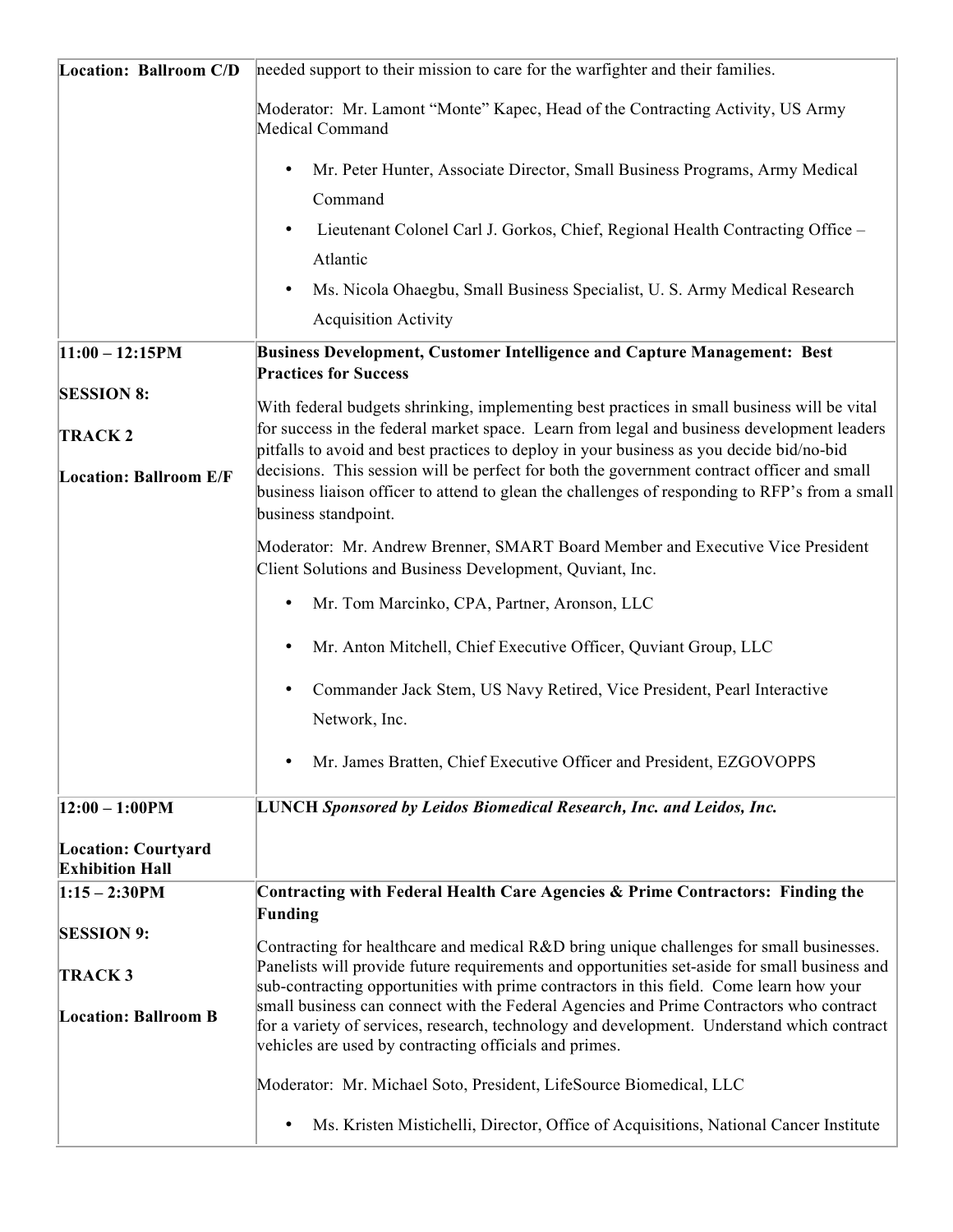| | |
|---|---|
| **Location: Ballroom C/D** | needed support to their mission to care for the warfighter and their families.<br><br>Moderator: Mr. Lamont "Monte" Kapec, Head of the Contracting Activity, US Army Medical Command<br><br>• Mr. Peter Hunter, Associate Director, Small Business Programs, Army Medical Command<br>• Lieutenant Colonel Carl J. Gorkos, Chief, Regional Health Contracting Office – Atlantic<br>• Ms. Nicola Ohaegbu, Small Business Specialist, U. S. Army Medical Research Acquisition Activity |
| **11:00 – 12:15PM**<br><br>**SESSION 8:**<br><br>**TRACK 2**<br><br>**Location: Ballroom E/F** | **Business Development, Customer Intelligence and Capture Management: Best Practices for Success**<br><br>With federal budgets shrinking, implementing best practices in small business will be vital for success in the federal market space. Learn from legal and business development leaders pitfalls to avoid and best practices to deploy in your business as you decide bid/no-bid decisions. This session will be perfect for both the government contract officer and small business liaison officer to attend to glean the challenges of responding to RFP's from a small business standpoint.<br><br>Moderator: Mr. Andrew Brenner, SMART Board Member and Executive Vice President Client Solutions and Business Development, Quviant, Inc.<br><br>• Mr. Tom Marcinko, CPA, Partner, Aronson, LLC<br>• Mr. Anton Mitchell, Chief Executive Officer, Quviant Group, LLC<br>• Commander Jack Stem, US Navy Retired, Vice President, Pearl Interactive Network, Inc.<br>• Mr. James Bratten, Chief Executive Officer and President, EZGOVOPPS |
| **12:00 – 1:00PM**<br><br>**Location: Courtyard Exhibition Hall** | **LUNCH** ***Sponsored by Leidos Biomedical Research, Inc. and Leidos, Inc.*** |
| **1:15 – 2:30PM**<br><br>**SESSION 9:**<br><br>**TRACK 3**<br><br>**Location: Ballroom B** | **Contracting with Federal Health Care Agencies & Prime Contractors: Finding the Funding**<br><br>Contracting for healthcare and medical R&D bring unique challenges for small businesses. Panelists will provide future requirements and opportunities set-aside for small business and sub-contracting opportunities with prime contractors in this field. Come learn how your small business can connect with the Federal Agencies and Prime Contractors who contract for a variety of services, research, technology and development. Understand which contract vehicles are used by contracting officials and primes.<br><br>Moderator: Mr. Michael Soto, President, LifeSource Biomedical, LLC<br><br>• Ms. Kristen Mistichelli, Director, Office of Acquisitions, National Cancer Institute |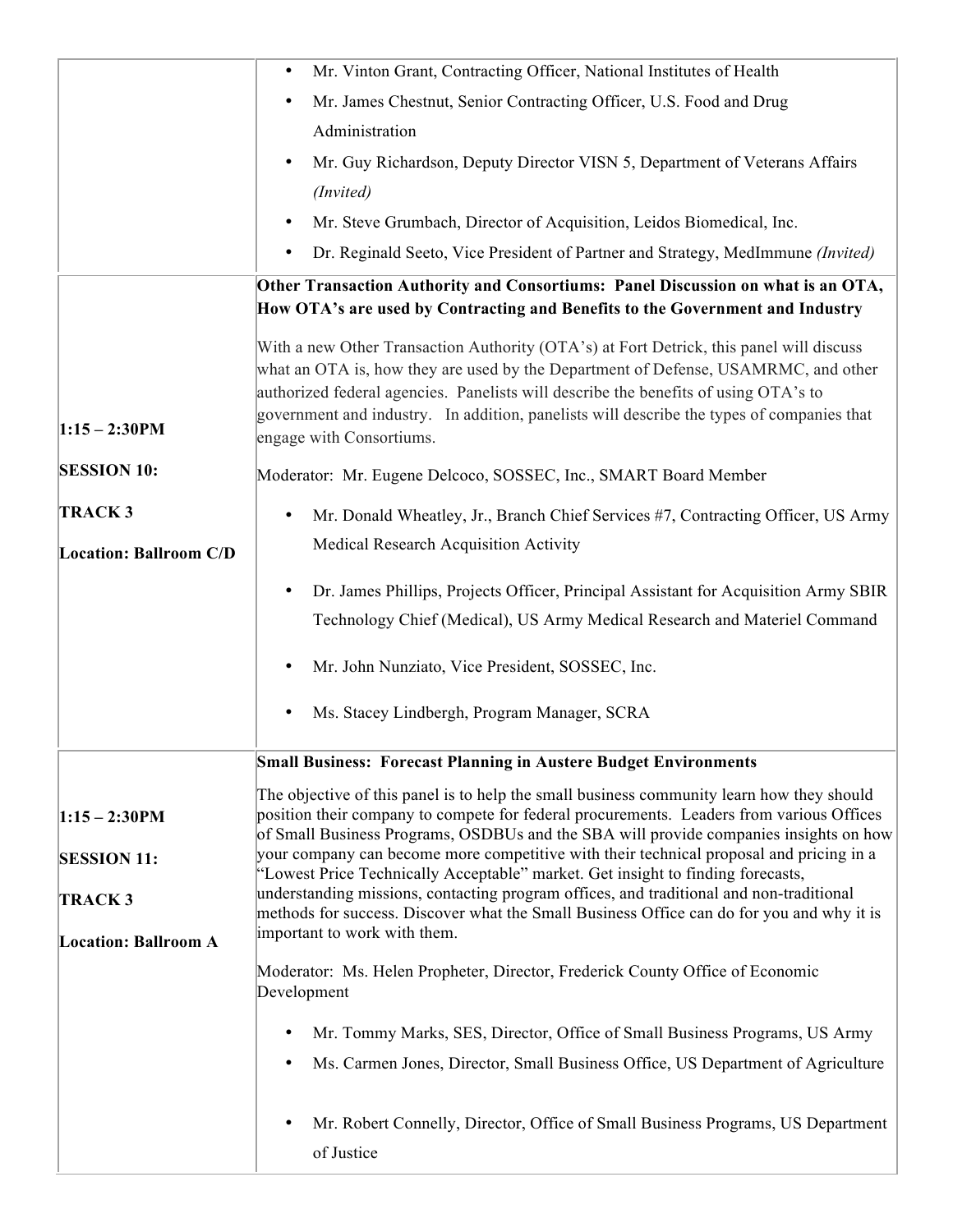| | |
|---|---|
| | • Mr. Vinton Grant, Contracting Officer, National Institutes of Health<br>• Mr. James Chestnut, Senior Contracting Officer, U.S. Food and Drug Administration<br>• Mr. Guy Richardson, Deputy Director VISN 5, Department of Veterans Affairs *(Invited)*<br>• Mr. Steve Grumbach, Director of Acquisition, Leidos Biomedical, Inc.<br>• Dr. Reginald Seeto, Vice President of Partner and Strategy, MedImmune *(Invited)* |
| **1:15 – 2:30PM**<br><br>**SESSION 10:**<br><br>**TRACK 3**<br><br>**Location: Ballroom C/D** | **Other Transaction Authority and Consortiums: Panel Discussion on what is an OTA, How OTA's are used by Contracting and Benefits to the Government and Industry**<br><br>With a new Other Transaction Authority (OTA's) at Fort Detrick, this panel will discuss what an OTA is, how they are used by the Department of Defense, USAMRMC, and other authorized federal agencies. Panelists will describe the benefits of using OTA's to government and industry. In addition, panelists will describe the types of companies that engage with Consortiums.<br><br>Moderator: Mr. Eugene Delcoco, SOSSEC, Inc., SMART Board Member<br><br>• Mr. Donald Wheatley, Jr., Branch Chief Services #7, Contracting Officer, US Army Medical Research Acquisition Activity<br>• Dr. James Phillips, Projects Officer, Principal Assistant for Acquisition Army SBIR Technology Chief (Medical), US Army Medical Research and Materiel Command<br>• Mr. John Nunziato, Vice President, SOSSEC, Inc.<br>• Ms. Stacey Lindbergh, Program Manager, SCRA |
| **1:15 – 2:30PM**<br><br>**SESSION 11:**<br><br>**TRACK 3**<br><br>**Location: Ballroom A** | **Small Business: Forecast Planning in Austere Budget Environments**<br><br>The objective of this panel is to help the small business community learn how they should position their company to compete for federal procurements. Leaders from various Offices of Small Business Programs, OSDBUs and the SBA will provide companies insights on how your company can become more competitive with their technical proposal and pricing in a "Lowest Price Technically Acceptable" market. Get insight to finding forecasts, understanding missions, contacting program offices, and traditional and non-traditional methods for success. Discover what the Small Business Office can do for you and why it is important to work with them.<br><br>Moderator: Ms. Helen Propheter, Director, Frederick County Office of Economic Development<br><br>• Mr. Tommy Marks, SES, Director, Office of Small Business Programs, US Army<br>• Ms. Carmen Jones, Director, Small Business Office, US Department of Agriculture<br>• Mr. Robert Connelly, Director, Office of Small Business Programs, US Department of Justice |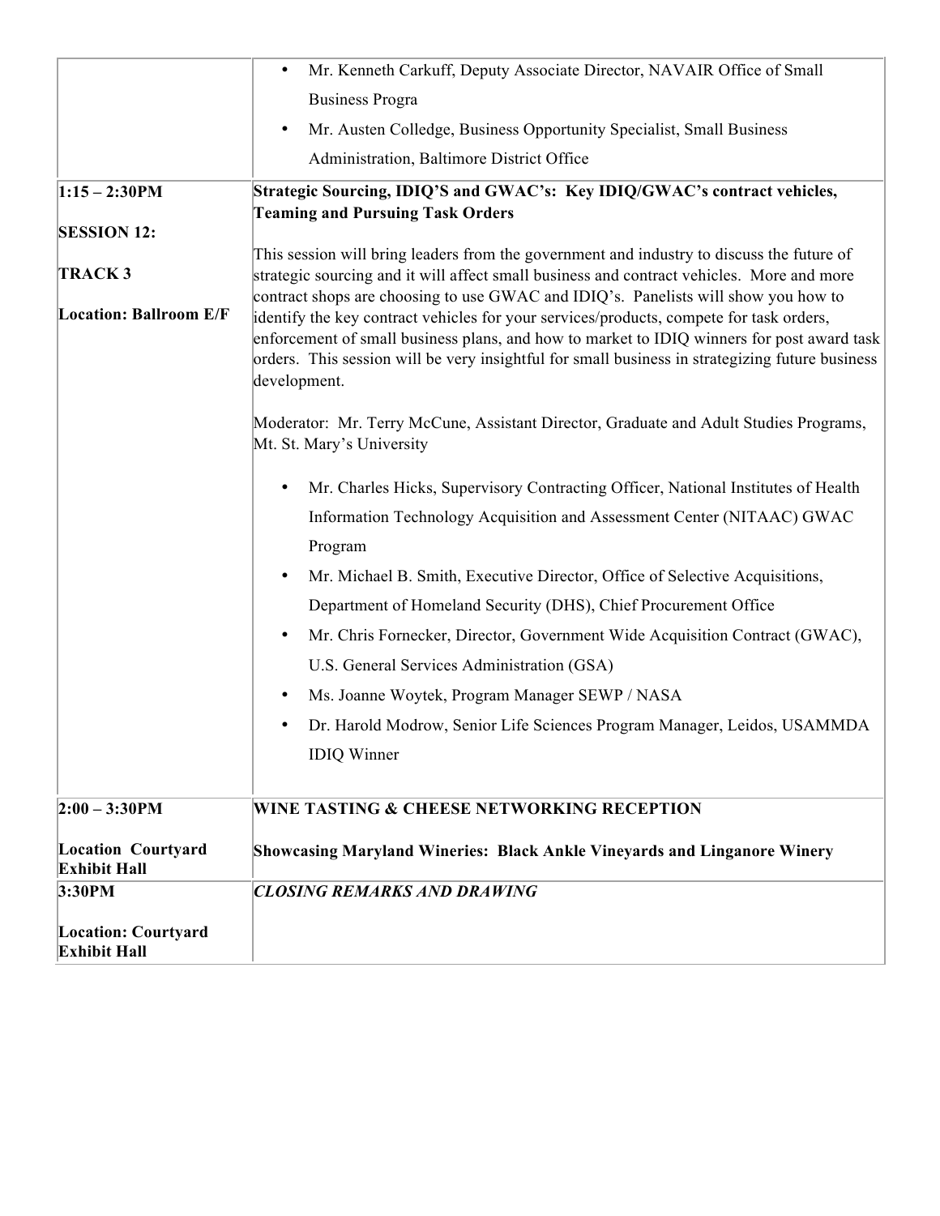| | |
|---|---|
| | • Mr. Kenneth Carkuff, Deputy Associate Director, NAVAIR Office of Small Business Progra<br>• Mr. Austen Colledge, Business Opportunity Specialist, Small Business Administration, Baltimore District Office |
| **1:15 – 2:30PM**<br><br>**SESSION 12:**<br><br>**TRACK 3**<br><br>**Location: Ballroom E/F** | **Strategic Sourcing, IDIQ'S and GWAC's: Key IDIQ/GWAC's contract vehicles, Teaming and Pursuing Task Orders**<br><br>This session will bring leaders from the government and industry to discuss the future of strategic sourcing and it will affect small business and contract vehicles. More and more contract shops are choosing to use GWAC and IDIQ's. Panelists will show you how to identify the key contract vehicles for your services/products, compete for task orders, enforcement of small business plans, and how to market to IDIQ winners for post award task orders. This session will be very insightful for small business in strategizing future business development.<br><br>Moderator: Mr. Terry McCune, Assistant Director, Graduate and Adult Studies Programs, Mt. St. Mary's University<br><br>• Mr. Charles Hicks, Supervisory Contracting Officer, National Institutes of Health Information Technology Acquisition and Assessment Center (NITAAC) GWAC Program<br>• Mr. Michael B. Smith, Executive Director, Office of Selective Acquisitions, Department of Homeland Security (DHS), Chief Procurement Office<br>• Mr. Chris Fornecker, Director, Government Wide Acquisition Contract (GWAC), U.S. General Services Administration (GSA)<br>• Ms. Joanne Woytek, Program Manager SEWP / NASA<br>• Dr. Harold Modrow, Senior Life Sciences Program Manager, Leidos, USAMMDA IDIQ Winner |
| **2:00 – 3:30PM**<br><br>**Location Courtyard Exhibit Hall** | **WINE TASTING & CHEESE NETWORKING RECEPTION**<br><br>**Showcasing Maryland Wineries: Black Ankle Vineyards and Linganore Winery** |
| **3:30PM**<br><br>**Location: Courtyard Exhibit Hall** | ***CLOSING REMARKS AND DRAWING*** |